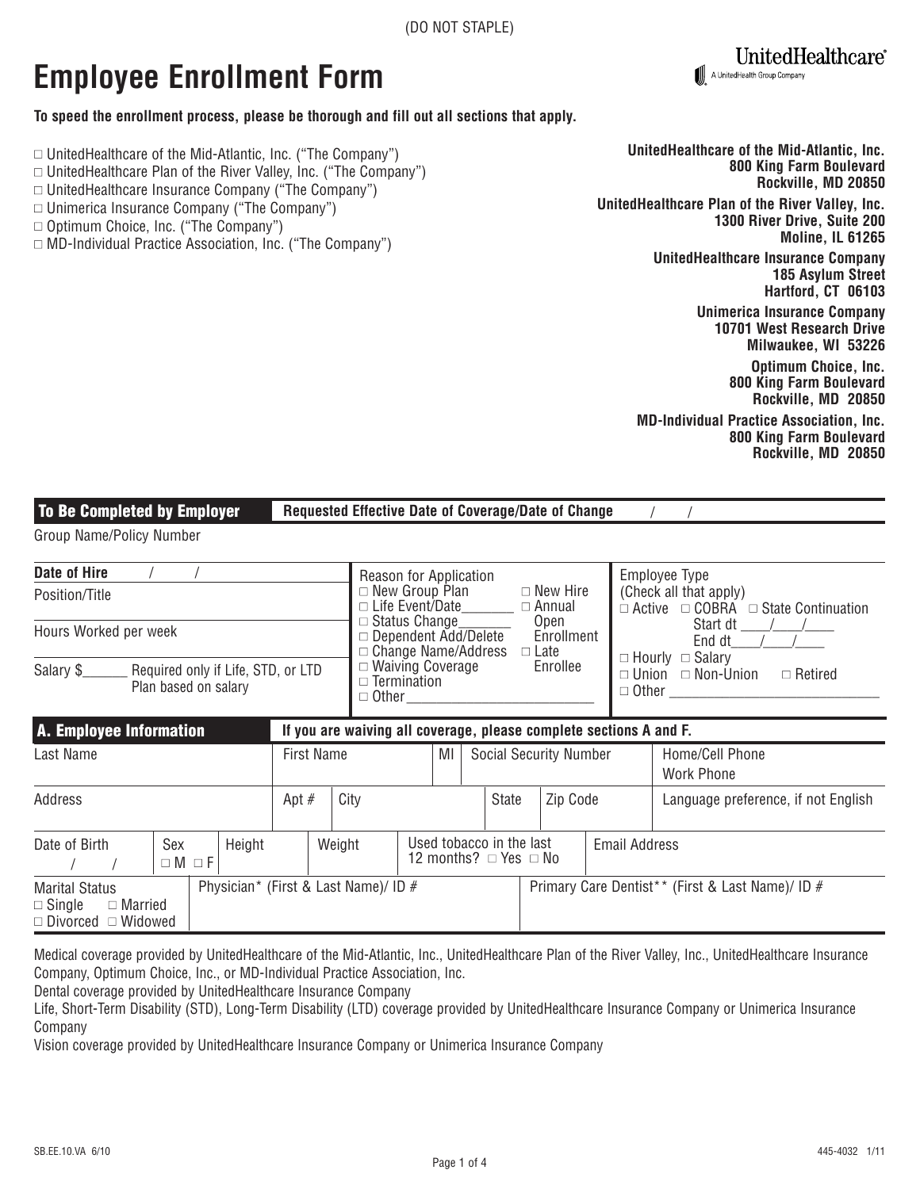(DO NOT STAPLE)

# Employee Enrollment Form

**UnitedHealthcare®**
A UnitedHealth Group Company

**To speed the enrollment process, please be thorough and fill out all sections that apply.**

- □ UnitedHealthcare of the Mid-Atlantic, Inc. ("The Company")
- □ UnitedHealthcare Plan of the River Valley, Inc. ("The Company")
- □ UnitedHealthcare Insurance Company ("The Company")
- □ Unimerica Insurance Company ("The Company")
- □ Optimum Choice, Inc. ("The Company")
- □ MD-Individual Practice Association, Inc. ("The Company")

**UnitedHealthcare of the Mid-Atlantic, Inc.**
**800 King Farm Boulevard**
**Rockville, MD 20850**

**UnitedHealthcare Plan of the River Valley, Inc.**
**1300 River Drive, Suite 200**
**Moline, IL 61265**

**UnitedHealthcare Insurance Company**
**185 Asylum Street**
**Hartford, CT 06103**

**Unimerica Insurance Company**
**10701 West Research Drive**
**Milwaukee, WI 53226**

**Optimum Choice, Inc.**
**800 King Farm Boulevard**
**Rockville, MD 20850**

**MD-Individual Practice Association, Inc.**
**800 King Farm Boulevard**
**Rockville, MD 20850**

## To Be Completed by Employer

**Requested Effective Date of Coverage/Date of Change** / /

Group Name/Policy Number

| | | |
|---|---|---|
| **Date of Hire** / / | Reason for Application<br>□ New Group Plan □ New Hire<br>□ Life Event/Date_______ □ Annual Open Enrollment<br>□ Status Change_______<br>□ Dependent Add/Delete<br>□ Change Name/Address □ Late Enrollee<br>□ Waiving Coverage<br>□ Termination<br>□ Other_________________________ | Employee Type<br>(Check all that apply)<br>□ Active □ COBRA □ State Continuation<br>Start dt ___/___/___<br>End dt___/___/___<br>□ Hourly □ Salary<br>□ Union □ Non-Union □ Retired<br>□ Other _____________________________ |
| Position/Title | | |
| Hours Worked per week | | |
| Salary $______ Required only if Life, STD, or LTD Plan based on salary | | |

## A. Employee Information

**If you are waiving all coverage, please complete sections A and F.**

| Last Name | First Name | MI | Social Security Number | Home/Cell Phone<br>Work Phone |
|---|---|---|---|---|
| Address | Apt # | City | State / Zip Code | Language preference, if not English |
| Date of Birth / / | Sex □ M □ F | Height / Weight | Used tobacco in the last 12 months? □ Yes □ No | Email Address |
| Marital Status<br>□ Single □ Married<br>□ Divorced □ Widowed | Physician* (First & Last Name)/ ID # | | Primary Care Dentist** (First & Last Name)/ ID # | |

Medical coverage provided by UnitedHealthcare of the Mid-Atlantic, Inc., UnitedHealthcare Plan of the River Valley, Inc., UnitedHealthcare Insurance Company, Optimum Choice, Inc., or MD-Individual Practice Association, Inc.

Dental coverage provided by UnitedHealthcare Insurance Company

Life, Short-Term Disability (STD), Long-Term Disability (LTD) coverage provided by UnitedHealthcare Insurance Company or Unimerica Insurance Company

Vision coverage provided by UnitedHealthcare Insurance Company or Unimerica Insurance Company

SB.EE.10.VA 6/10 445-4032 1/11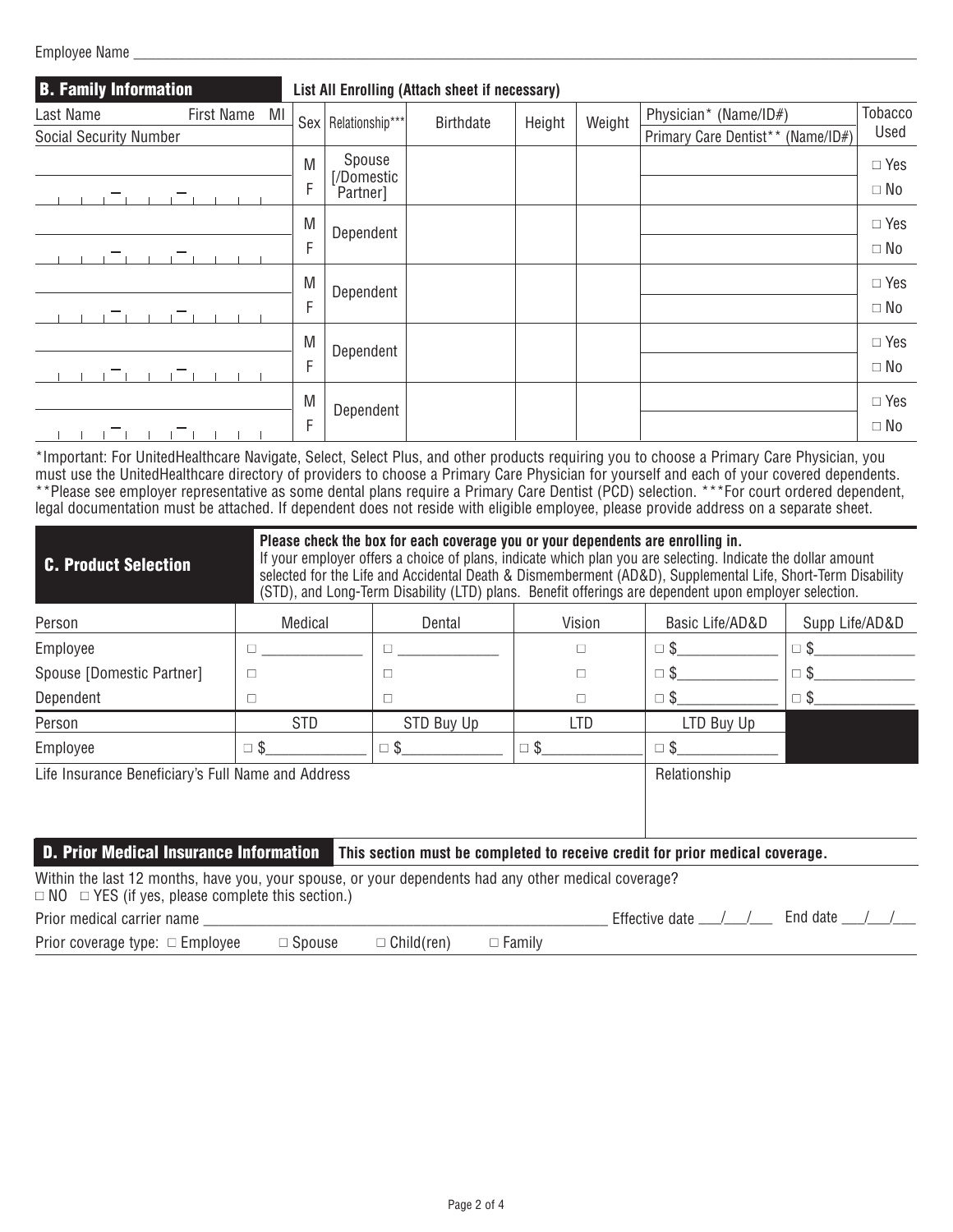Employee Name ___

## B. Family Information

**List All Enrolling (Attach sheet if necessary)**

| Last Name / First Name / MI<br>Social Security Number | Sex | Relationship*** | Birthdate | Height | Weight | Physician* (Name/ID#)<br>Primary Care Dentist** (Name/ID#) | Tobacco Used |
|---|---|---|---|---|---|---|---|
| ___<br>___ – ___ – ___ | M<br>F | Spouse [/Domestic Partner] | | | | ___<br>___ | □ Yes<br>□ No |
| ___<br>___ – ___ – ___ | M<br>F | Dependent | | | | ___<br>___ | □ Yes<br>□ No |
| ___<br>___ – ___ – ___ | M<br>F | Dependent | | | | ___<br>___ | □ Yes<br>□ No |
| ___<br>___ – ___ – ___ | M<br>F | Dependent | | | | ___<br>___ | □ Yes<br>□ No |
| ___<br>___ – ___ – ___ | M<br>F | Dependent | | | | ___<br>___ | □ Yes<br>□ No |

*Important: For UnitedHealthcare Navigate, Select, Select Plus, and other products requiring you to choose a Primary Care Physician, you must use the UnitedHealthcare directory of providers to choose a Primary Care Physician for yourself and each of your covered dependents. **Please see employer representative as some dental plans require a Primary Care Dentist (PCD) selection. ***For court ordered dependent, legal documentation must be attached. If dependent does not reside with eligible employee, please provide address on a separate sheet.

## C. Product Selection

**Please check the box for each coverage you or your dependents are enrolling in.**
If your employer offers a choice of plans, indicate which plan you are selecting. Indicate the dollar amount selected for the Life and Accidental Death & Dismemberment (AD&D), Supplemental Life, Short-Term Disability (STD), and Long-Term Disability (LTD) plans. Benefit offerings are dependent upon employer selection.

| Person | Medical | Dental | Vision | Basic Life/AD&D | Supp Life/AD&D |
|---|---|---|---|---|---|
| Employee | □ ___ | □ ___ | □ | □ $___ | □ $___ |
| Spouse [Domestic Partner] | □ | □ | □ | □ $___ | □ $___ |
| Dependent | □ | □ | □ | □ $___ | □ $___ |

| Person | STD | STD Buy Up | LTD | LTD Buy Up |
|---|---|---|---|---|
| Employee | □ $___ | □ $___ | □ $___ | □ $___ |

| Life Insurance Beneficiary's Full Name and Address | Relationship |
|---|---|
| | |

## D. Prior Medical Insurance Information

**This section must be completed to receive credit for prior medical coverage.**

Within the last 12 months, have you, your spouse, or your dependents had any other medical coverage?
□ NO □ YES (if yes, please complete this section.)

Prior medical carrier name ___ Effective date ___/___/___ End date ___/___/___

Prior coverage type: □ Employee □ Spouse □ Child(ren) □ Family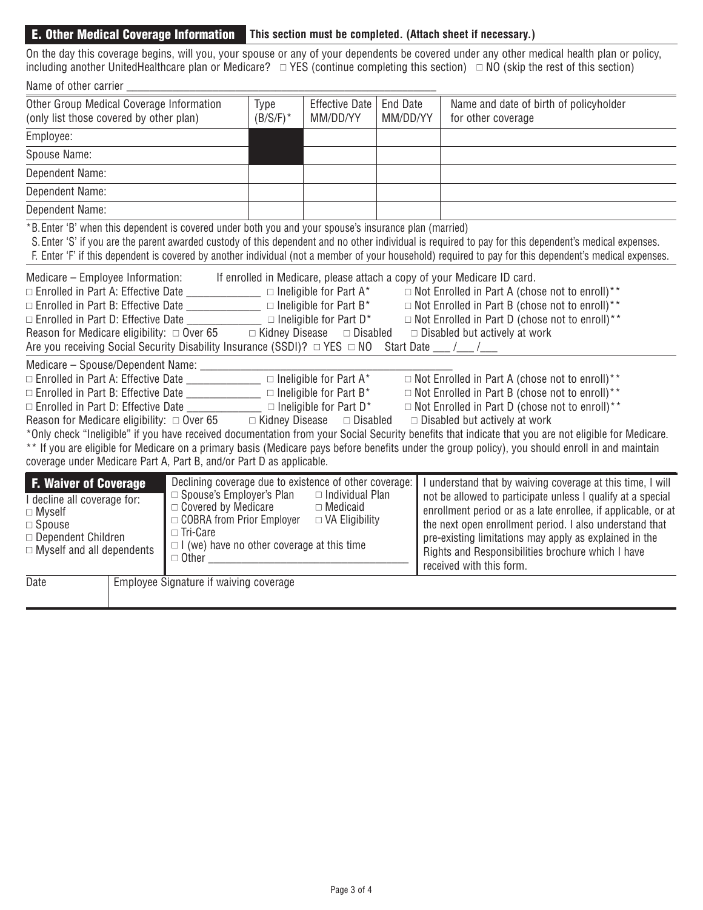## E. Other Medical Coverage Information

**This section must be completed. (Attach sheet if necessary.)**

On the day this coverage begins, will you, your spouse or any of your dependents be covered under any other medical health plan or policy, including another UnitedHealthcare plan or Medicare? □ YES (continue completing this section) □ NO (skip the rest of this section)

Name of other carrier ____________________________________________

| Other Group Medical Coverage Information (only list those covered by other plan) | Type (B/S/F)* | Effective Date MM/DD/YY | End Date MM/DD/YY | Name and date of birth of policyholder for other coverage |
|---|---|---|---|---|
| Employee: | | | | |
| Spouse Name: | | | | |
| Dependent Name: | | | | |
| Dependent Name: | | | | |
| Dependent Name: | | | | |

*B. Enter 'B' when this dependent is covered under both you and your spouse's insurance plan (married)
S. Enter 'S' if you are the parent awarded custody of this dependent and no other individual is required to pay for this dependent's medical expenses.
F. Enter 'F' if this dependent is covered by another individual (not a member of your household) required to pay for this dependent's medical expenses.

Medicare – Employee Information: If enrolled in Medicare, please attach a copy of your Medicare ID card.

□ Enrolled in Part A: Effective Date ____________ □ Ineligible for Part A* □ Not Enrolled in Part A (chose not to enroll)**
□ Enrolled in Part B: Effective Date ____________ □ Ineligible for Part B* □ Not Enrolled in Part B (chose not to enroll)**
□ Enrolled in Part D: Effective Date ____________ □ Ineligible for Part D* □ Not Enrolled in Part D (chose not to enroll)**
Reason for Medicare eligibility: □ Over 65 □ Kidney Disease □ Disabled □ Disabled but actively at work
Are you receiving Social Security Disability Insurance (SSDI)? □ YES □ NO Start Date ___ /___ /___

Medicare – Spouse/Dependent Name: ________________________________________

□ Enrolled in Part A: Effective Date ____________ □ Ineligible for Part A* □ Not Enrolled in Part A (chose not to enroll)**
□ Enrolled in Part B: Effective Date ____________ □ Ineligible for Part B* □ Not Enrolled in Part B (chose not to enroll)**
□ Enrolled in Part D: Effective Date ____________ □ Ineligible for Part D* □ Not Enrolled in Part D (chose not to enroll)**
Reason for Medicare eligibility: □ Over 65 □ Kidney Disease □ Disabled □ Disabled but actively at work

*Only check "Ineligible" if you have received documentation from your Social Security benefits that indicate that you are not eligible for Medicare.
** If you are eligible for Medicare on a primary basis (Medicare pays before benefits under the group policy), you should enroll in and maintain coverage under Medicare Part A, Part B, and/or Part D as applicable.

## F. Waiver of Coverage

I decline all coverage for:
□ Myself
□ Spouse
□ Dependent Children
□ Myself and all dependents

Declining coverage due to existence of other coverage:
□ Spouse's Employer's Plan □ Individual Plan
□ Covered by Medicare □ Medicaid
□ COBRA from Prior Employer □ VA Eligibility
□ Tri-Care
□ I (we) have no other coverage at this time
□ Other ________________________________

I understand that by waiving coverage at this time, I will not be allowed to participate unless I qualify at a special enrollment period or as a late enrollee, if applicable, or at the next open enrollment period. I also understand that pre-existing limitations may apply as explained in the Rights and Responsibilities brochure which I have received with this form.

| Date | Employee Signature if waiving coverage |
|---|---|
| | |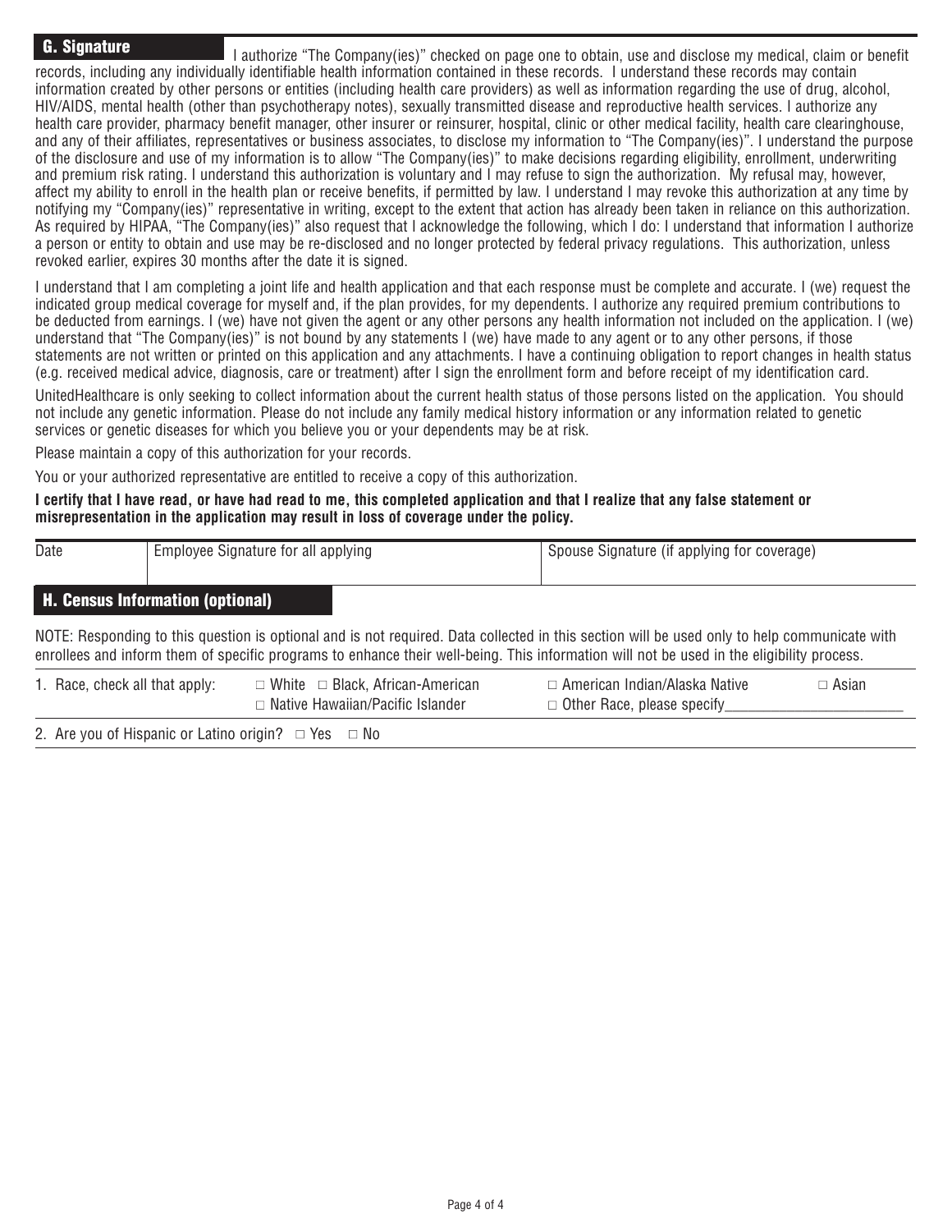## G. Signature

I authorize "The Company(ies)" checked on page one to obtain, use and disclose my medical, claim or benefit records, including any individually identifiable health information contained in these records. I understand these records may contain information created by other persons or entities (including health care providers) as well as information regarding the use of drug, alcohol, HIV/AIDS, mental health (other than psychotherapy notes), sexually transmitted disease and reproductive health services. I authorize any health care provider, pharmacy benefit manager, other insurer or reinsurer, hospital, clinic or other medical facility, health care clearinghouse, and any of their affiliates, representatives or business associates, to disclose my information to "The Company(ies)". I understand the purpose of the disclosure and use of my information is to allow "The Company(ies)" to make decisions regarding eligibility, enrollment, underwriting and premium risk rating. I understand this authorization is voluntary and I may refuse to sign the authorization. My refusal may, however, affect my ability to enroll in the health plan or receive benefits, if permitted by law. I understand I may revoke this authorization at any time by notifying my "Company(ies)" representative in writing, except to the extent that action has already been taken in reliance on this authorization. As required by HIPAA, "The Company(ies)" also request that I acknowledge the following, which I do: I understand that information I authorize a person or entity to obtain and use may be re-disclosed and no longer protected by federal privacy regulations. This authorization, unless revoked earlier, expires 30 months after the date it is signed.

I understand that I am completing a joint life and health application and that each response must be complete and accurate. I (we) request the indicated group medical coverage for myself and, if the plan provides, for my dependents. I authorize any required premium contributions to be deducted from earnings. I (we) have not given the agent or any other persons any health information not included on the application. I (we) understand that "The Company(ies)" is not bound by any statements I (we) have made to any agent or to any other persons, if those statements are not written or printed on this application and any attachments. I have a continuing obligation to report changes in health status (e.g. received medical advice, diagnosis, care or treatment) after I sign the enrollment form and before receipt of my identification card.

UnitedHealthcare is only seeking to collect information about the current health status of those persons listed on the application. You should not include any genetic information. Please do not include any family medical history information or any information related to genetic services or genetic diseases for which you believe you or your dependents may be at risk.

Please maintain a copy of this authorization for your records.

You or your authorized representative are entitled to receive a copy of this authorization.

**I certify that I have read, or have had read to me, this completed application and that I realize that any false statement or misrepresentation in the application may result in loss of coverage under the policy.**

| Date | Employee Signature for all applying | Spouse Signature (if applying for coverage) |
|---|---|---|
| | | |

## H. Census Information (optional)

NOTE: Responding to this question is optional and is not required. Data collected in this section will be used only to help communicate with enrollees and inform them of specific programs to enhance their well-being. This information will not be used in the eligibility process.

1. Race, check all that apply: □ White □ Black, African-American □ Native Hawaiian/Pacific Islander □ American Indian/Alaska Native □ Other Race, please specify\_\_\_\_\_\_\_\_\_\_\_\_\_\_\_\_\_\_\_\_\_\_ □ Asian

2. Are you of Hispanic or Latino origin? □ Yes □ No